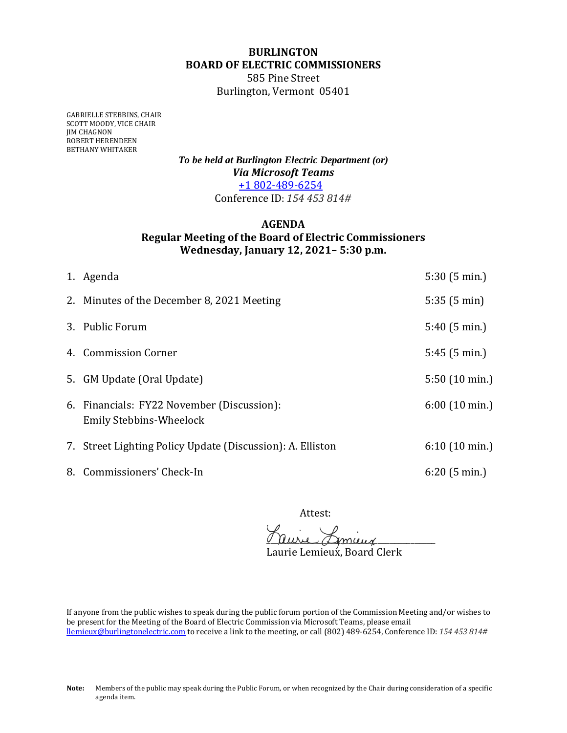**BURLINGTON**
**BOARD OF ELECTRIC COMMISSIONERS**
585 Pine Street
Burlington, Vermont 05401

GABRIELLE STEBBINS, CHAIR
SCOTT MOODY, VICE CHAIR
JIM CHAGNON
ROBERT HERENDEEN
BETHANY WHITAKER

***To be held at Burlington Electric Department (or)***
***Via Microsoft Teams***
[+1 802-489-6254](tel:+18024896254)
Conference ID: *154 453 814#*

## AGENDA
## Regular Meeting of the Board of Electric Commissioners
## Wednesday, January 12, 2021– 5:30 p.m.

| | |
|---|---|
| 1. Agenda | 5:30 (5 min.) |
| 2. Minutes of the December 8, 2021 Meeting | 5:35 (5 min) |
| 3. Public Forum | 5:40 (5 min.) |
| 4. Commission Corner | 5:45 (5 min.) |
| 5. GM Update (Oral Update) | 5:50 (10 min.) |
| 6. Financials: FY22 November (Discussion): Emily Stebbins-Wheelock | 6:00 (10 min.) |
| 7. Street Lighting Policy Update (Discussion): A. Elliston | 6:10 (10 min.) |
| 8. Commissioners' Check-In | 6:20 (5 min.) |

Attest:

Laurie Lemieux
Laurie Lemieux, Board Clerk

If anyone from the public wishes to speak during the public forum portion of the Commission Meeting and/or wishes to be present for the Meeting of the Board of Electric Commission via Microsoft Teams, please email [llemieux@burlingtonelectric.com](mailto:llemieux@burlingtonelectric.com) to receive a link to the meeting, or call (802) 489-6254, Conference ID: *154 453 814#*

**Note:** Members of the public may speak during the Public Forum, or when recognized by the Chair during consideration of a specific agenda item.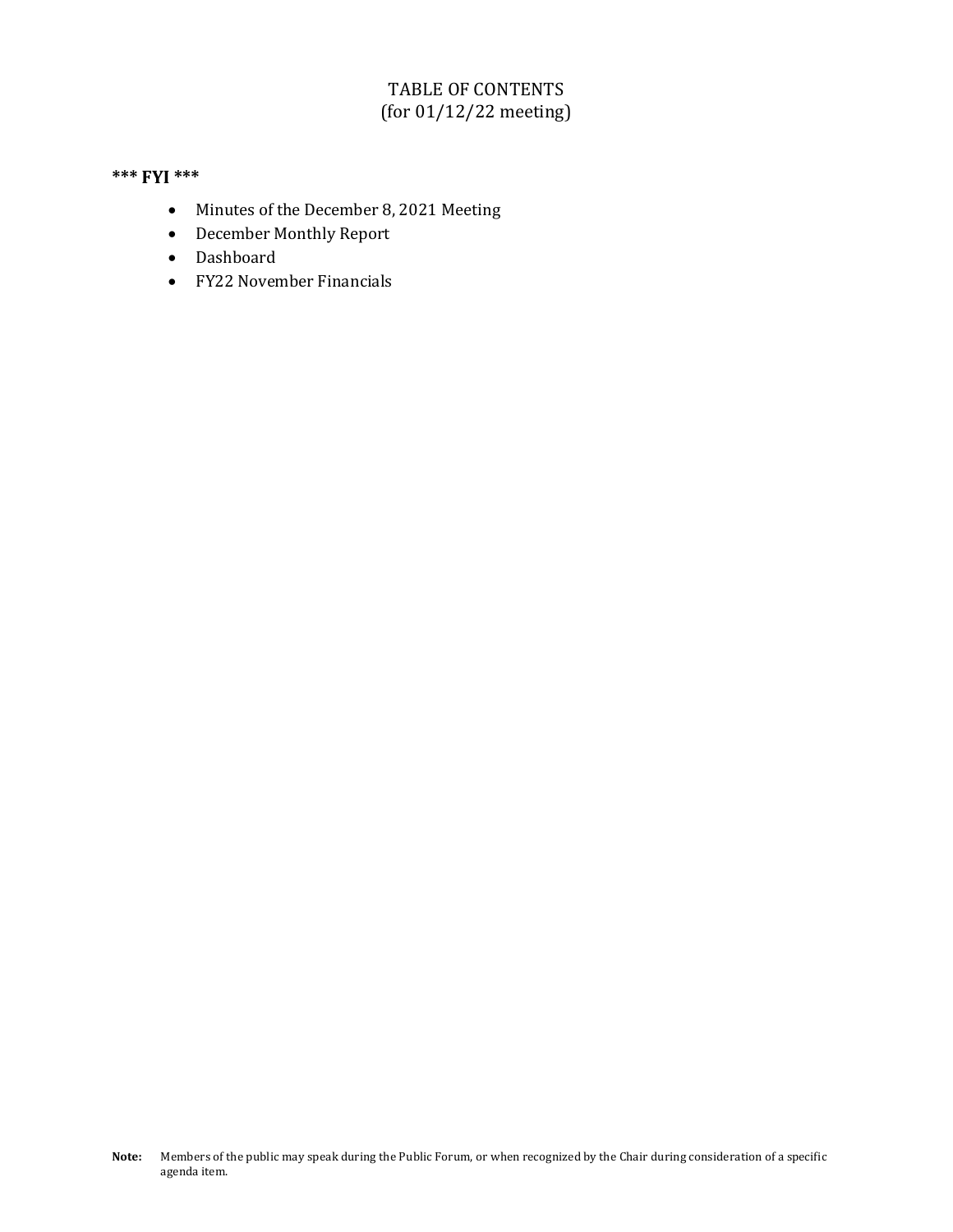# TABLE OF CONTENTS
(for 01/12/22 meeting)

**\*\*\* FYI \*\*\***

- Minutes of the December 8, 2021 Meeting
- December Monthly Report
- Dashboard
- FY22 November Financials

**Note:** Members of the public may speak during the Public Forum, or when recognized by the Chair during consideration of a specific agenda item.